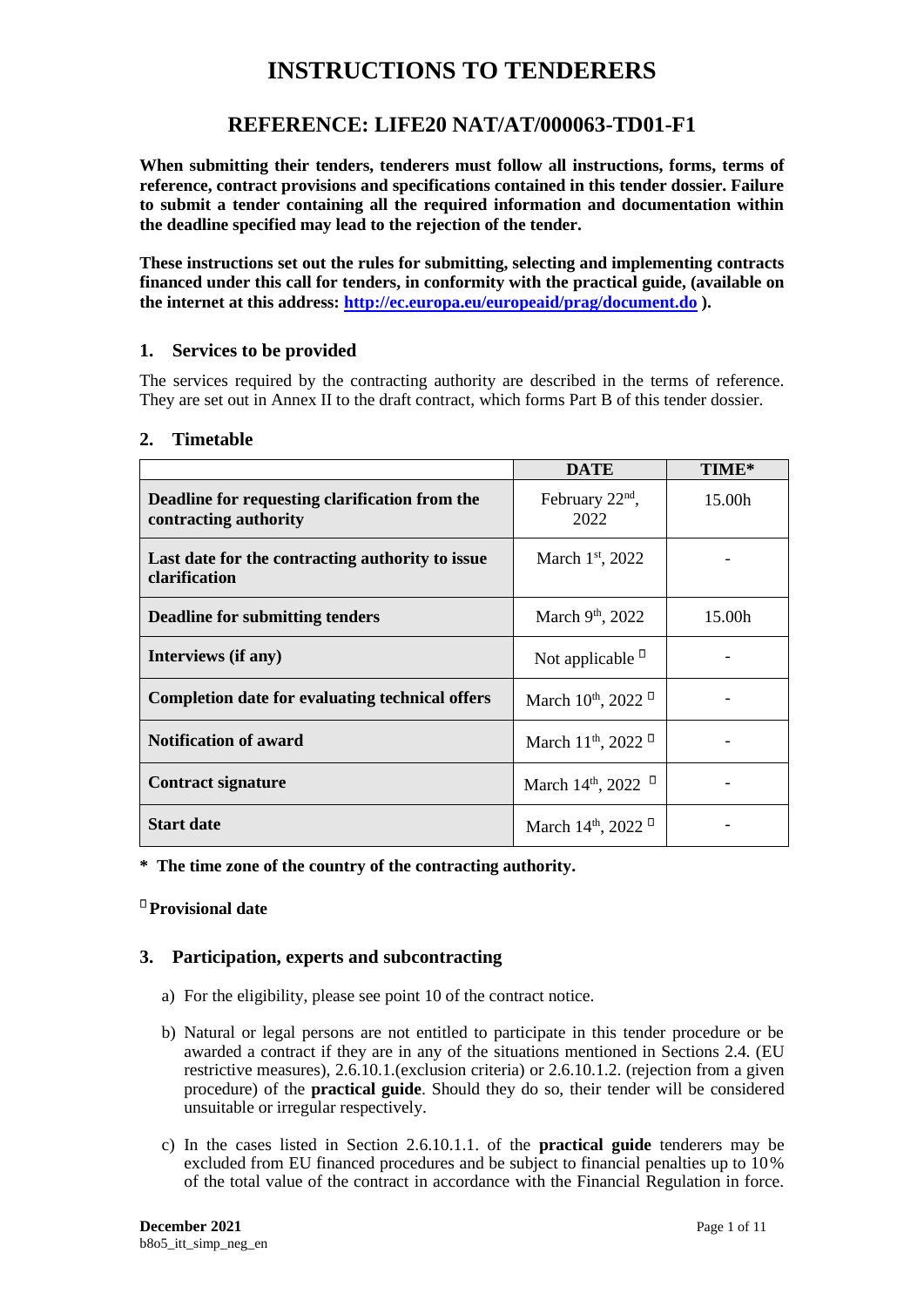# INSTRUCTIONS TO TENDERERS

## REFERENCE: LIFE20 NAT/AT/000063-TD01-F1

**When submitting their tenders, tenderers must follow all instructions, forms, terms of reference, contract provisions and specifications contained in this tender dossier. Failure to submit a tender containing all the required information and documentation within the deadline specified may lead to the rejection of the tender.**

**These instructions set out the rules for submitting, selecting and implementing contracts financed under this call for tenders, in conformity with the practical guide, (available on the internet at this address: [http://ec.europa.eu/europeaid/prag/document.do](http://ec.europa.eu/europeaid/prag/document.do) ).**

### 1. Services to be provided

The services required by the contracting authority are described in the terms of reference. They are set out in Annex II to the draft contract, which forms Part B of this tender dossier.

### 2. Timetable

| | DATE | TIME* |
|---|---|---|
| **Deadline for requesting clarification from the contracting authority** | February 22nd, 2022 | 15.00h |
| **Last date for the contracting authority to issue clarification** | March 1st, 2022 | - |
| **Deadline for submitting tenders** | March 9th, 2022 | 15.00h |
| **Interviews (if any)** | Not applicable ᴾ | - |
| **Completion date for evaluating technical offers** | March 10th, 2022 ᴾ | - |
| **Notification of award** | March 11th, 2022 ᴾ | - |
| **Contract signature** | March 14th, 2022 ᴾ | - |
| **Start date** | March 14th, 2022 ᴾ | - |

**\* The time zone of the country of the contracting authority.**

**ᴾ Provisional date**

### 3. Participation, experts and subcontracting

a) For the eligibility, please see point 10 of the contract notice.

b) Natural or legal persons are not entitled to participate in this tender procedure or be awarded a contract if they are in any of the situations mentioned in Sections 2.4. (EU restrictive measures), 2.6.10.1.(exclusion criteria) or 2.6.10.1.2. (rejection from a given procedure) of the **practical guide**. Should they do so, their tender will be considered unsuitable or irregular respectively.

c) In the cases listed in Section 2.6.10.1.1. of the **practical guide** tenderers may be excluded from EU financed procedures and be subject to financial penalties up to 10% of the total value of the contract in accordance with the Financial Regulation in force.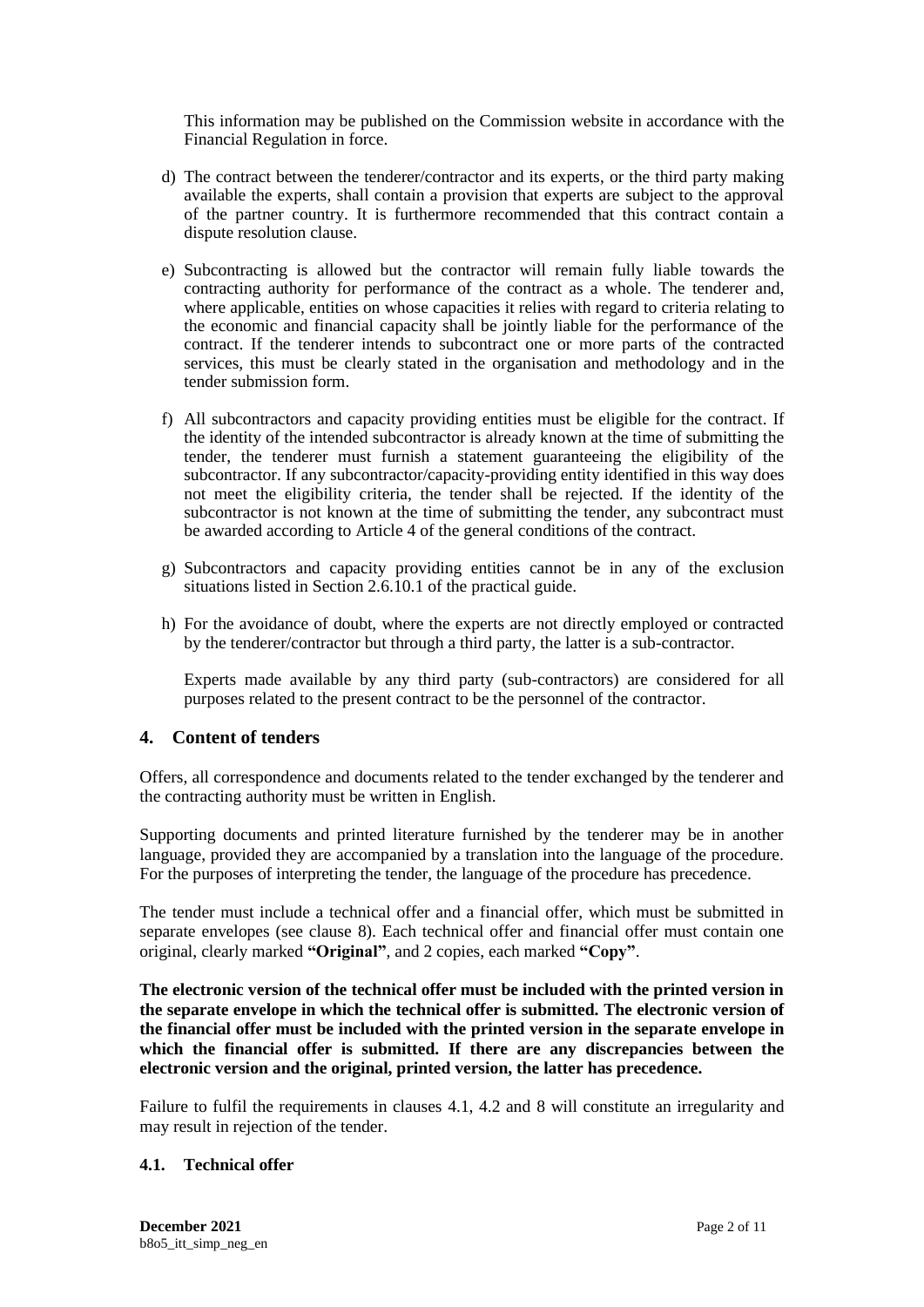This information may be published on the Commission website in accordance with the Financial Regulation in force.

d) The contract between the tenderer/contractor and its experts, or the third party making available the experts, shall contain a provision that experts are subject to the approval of the partner country. It is furthermore recommended that this contract contain a dispute resolution clause.

e) Subcontracting is allowed but the contractor will remain fully liable towards the contracting authority for performance of the contract as a whole. The tenderer and, where applicable, entities on whose capacities it relies with regard to criteria relating to the economic and financial capacity shall be jointly liable for the performance of the contract. If the tenderer intends to subcontract one or more parts of the contracted services, this must be clearly stated in the organisation and methodology and in the tender submission form.

f) All subcontractors and capacity providing entities must be eligible for the contract. If the identity of the intended subcontractor is already known at the time of submitting the tender, the tenderer must furnish a statement guaranteeing the eligibility of the subcontractor. If any subcontractor/capacity-providing entity identified in this way does not meet the eligibility criteria, the tender shall be rejected. If the identity of the subcontractor is not known at the time of submitting the tender, any subcontract must be awarded according to Article 4 of the general conditions of the contract.

g) Subcontractors and capacity providing entities cannot be in any of the exclusion situations listed in Section 2.6.10.1 of the practical guide.

h) For the avoidance of doubt, where the experts are not directly employed or contracted by the tenderer/contractor but through a third party, the latter is a sub-contractor.

   Experts made available by any third party (sub-contractors) are considered for all purposes related to the present contract to be the personnel of the contractor.

## 4. Content of tenders

Offers, all correspondence and documents related to the tender exchanged by the tenderer and the contracting authority must be written in English.

Supporting documents and printed literature furnished by the tenderer may be in another language, provided they are accompanied by a translation into the language of the procedure. For the purposes of interpreting the tender, the language of the procedure has precedence.

The tender must include a technical offer and a financial offer, which must be submitted in separate envelopes (see clause 8). Each technical offer and financial offer must contain one original, clearly marked **"Original"**, and 2 copies, each marked **"Copy"**.

**The electronic version of the technical offer must be included with the printed version in the separate envelope in which the technical offer is submitted. The electronic version of the financial offer must be included with the printed version in the separate envelope in which the financial offer is submitted. If there are any discrepancies between the electronic version and the original, printed version, the latter has precedence.**

Failure to fulfil the requirements in clauses 4.1, 4.2 and 8 will constitute an irregularity and may result in rejection of the tender.

### 4.1. Technical offer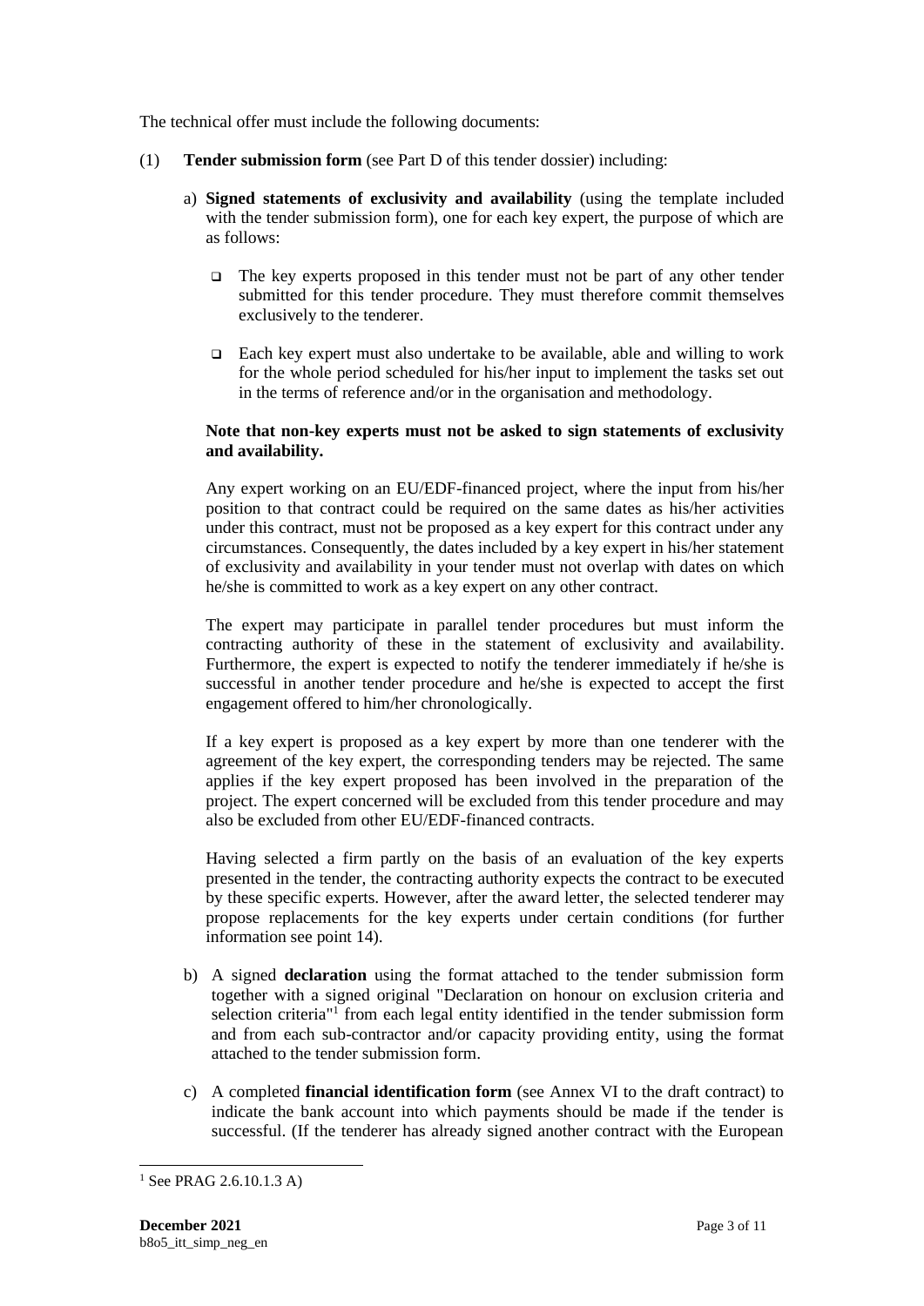The technical offer must include the following documents:

(1) **Tender submission form** (see Part D of this tender dossier) including:

   a) **Signed statements of exclusivity and availability** (using the template included with the tender submission form), one for each key expert, the purpose of which are as follows:

      - The key experts proposed in this tender must not be part of any other tender submitted for this tender procedure. They must therefore commit themselves exclusively to the tenderer.

      - Each key expert must also undertake to be available, able and willing to work for the whole period scheduled for his/her input to implement the tasks set out in the terms of reference and/or in the organisation and methodology.

   **Note that non-key experts must not be asked to sign statements of exclusivity and availability.**

   Any expert working on an EU/EDF-financed project, where the input from his/her position to that contract could be required on the same dates as his/her activities under this contract, must not be proposed as a key expert for this contract under any circumstances. Consequently, the dates included by a key expert in his/her statement of exclusivity and availability in your tender must not overlap with dates on which he/she is committed to work as a key expert on any other contract.

   The expert may participate in parallel tender procedures but must inform the contracting authority of these in the statement of exclusivity and availability. Furthermore, the expert is expected to notify the tenderer immediately if he/she is successful in another tender procedure and he/she is expected to accept the first engagement offered to him/her chronologically.

   If a key expert is proposed as a key expert by more than one tenderer with the agreement of the key expert, the corresponding tenders may be rejected. The same applies if the key expert proposed has been involved in the preparation of the project. The expert concerned will be excluded from this tender procedure and may also be excluded from other EU/EDF-financed contracts.

   Having selected a firm partly on the basis of an evaluation of the key experts presented in the tender, the contracting authority expects the contract to be executed by these specific experts. However, after the award letter, the selected tenderer may propose replacements for the key experts under certain conditions (for further information see point 14).

   b) A signed **declaration** using the format attached to the tender submission form together with a signed original "Declaration on honour on exclusion criteria and selection criteria"[1] from each legal entity identified in the tender submission form and from each sub-contractor and/or capacity providing entity, using the format attached to the tender submission form.

   c) A completed **financial identification form** (see Annex VI to the draft contract) to indicate the bank account into which payments should be made if the tender is successful. (If the tenderer has already signed another contract with the European

[1] See PRAG 2.6.10.1.3 A)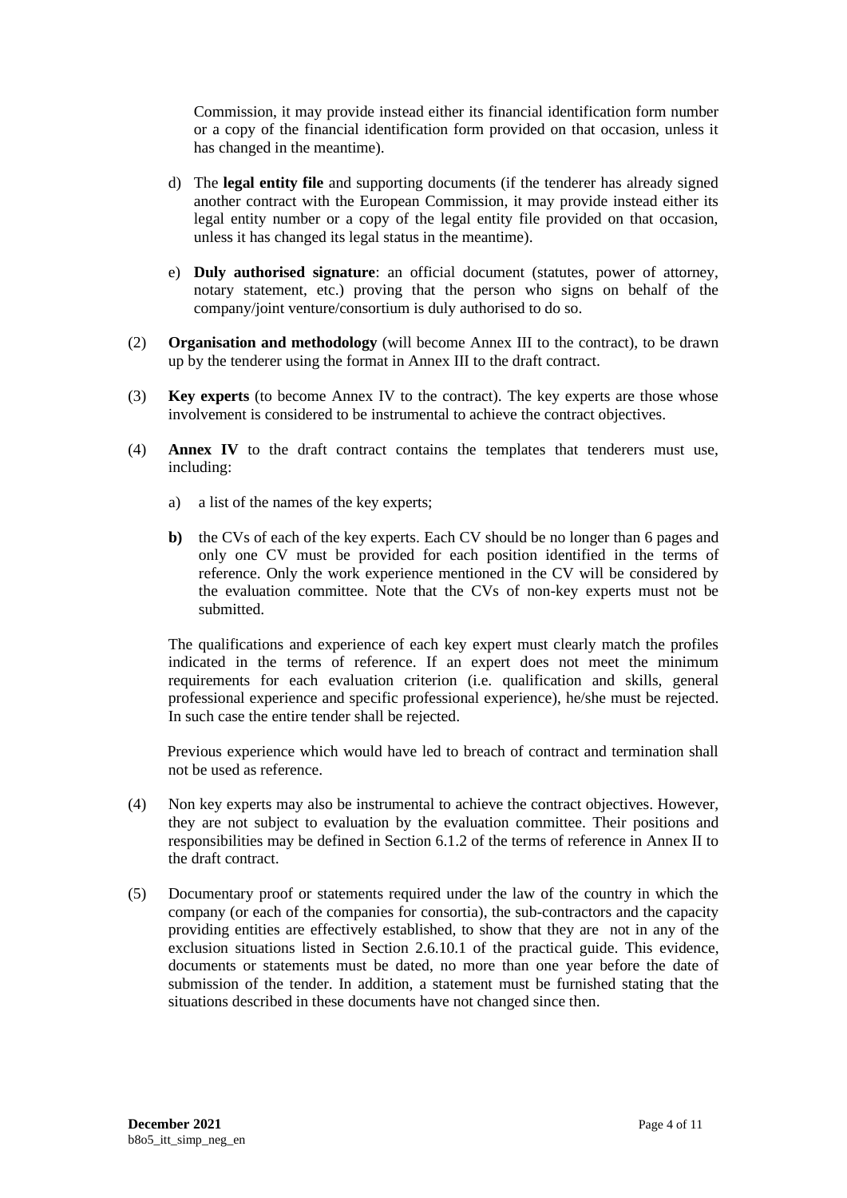Commission, it may provide instead either its financial identification form number or a copy of the financial identification form provided on that occasion, unless it has changed in the meantime).

d) The **legal entity file** and supporting documents (if the tenderer has already signed another contract with the European Commission, it may provide instead either its legal entity number or a copy of the legal entity file provided on that occasion, unless it has changed its legal status in the meantime).

e) **Duly authorised signature**: an official document (statutes, power of attorney, notary statement, etc.) proving that the person who signs on behalf of the company/joint venture/consortium is duly authorised to do so.

(2) **Organisation and methodology** (will become Annex III to the contract), to be drawn up by the tenderer using the format in Annex III to the draft contract.

(3) **Key experts** (to become Annex IV to the contract). The key experts are those whose involvement is considered to be instrumental to achieve the contract objectives.

(4) **Annex IV** to the draft contract contains the templates that tenderers must use, including:

a) a list of the names of the key experts;

**b)** the CVs of each of the key experts. Each CV should be no longer than 6 pages and only one CV must be provided for each position identified in the terms of reference. Only the work experience mentioned in the CV will be considered by the evaluation committee. Note that the CVs of non-key experts must not be submitted.

The qualifications and experience of each key expert must clearly match the profiles indicated in the terms of reference. If an expert does not meet the minimum requirements for each evaluation criterion (i.e. qualification and skills, general professional experience and specific professional experience), he/she must be rejected. In such case the entire tender shall be rejected.

Previous experience which would have led to breach of contract and termination shall not be used as reference.

(4) Non key experts may also be instrumental to achieve the contract objectives. However, they are not subject to evaluation by the evaluation committee. Their positions and responsibilities may be defined in Section 6.1.2 of the terms of reference in Annex II to the draft contract.

(5) Documentary proof or statements required under the law of the country in which the company (or each of the companies for consortia), the sub-contractors and the capacity providing entities are effectively established, to show that they are not in any of the exclusion situations listed in Section 2.6.10.1 of the practical guide. This evidence, documents or statements must be dated, no more than one year before the date of submission of the tender. In addition, a statement must be furnished stating that the situations described in these documents have not changed since then.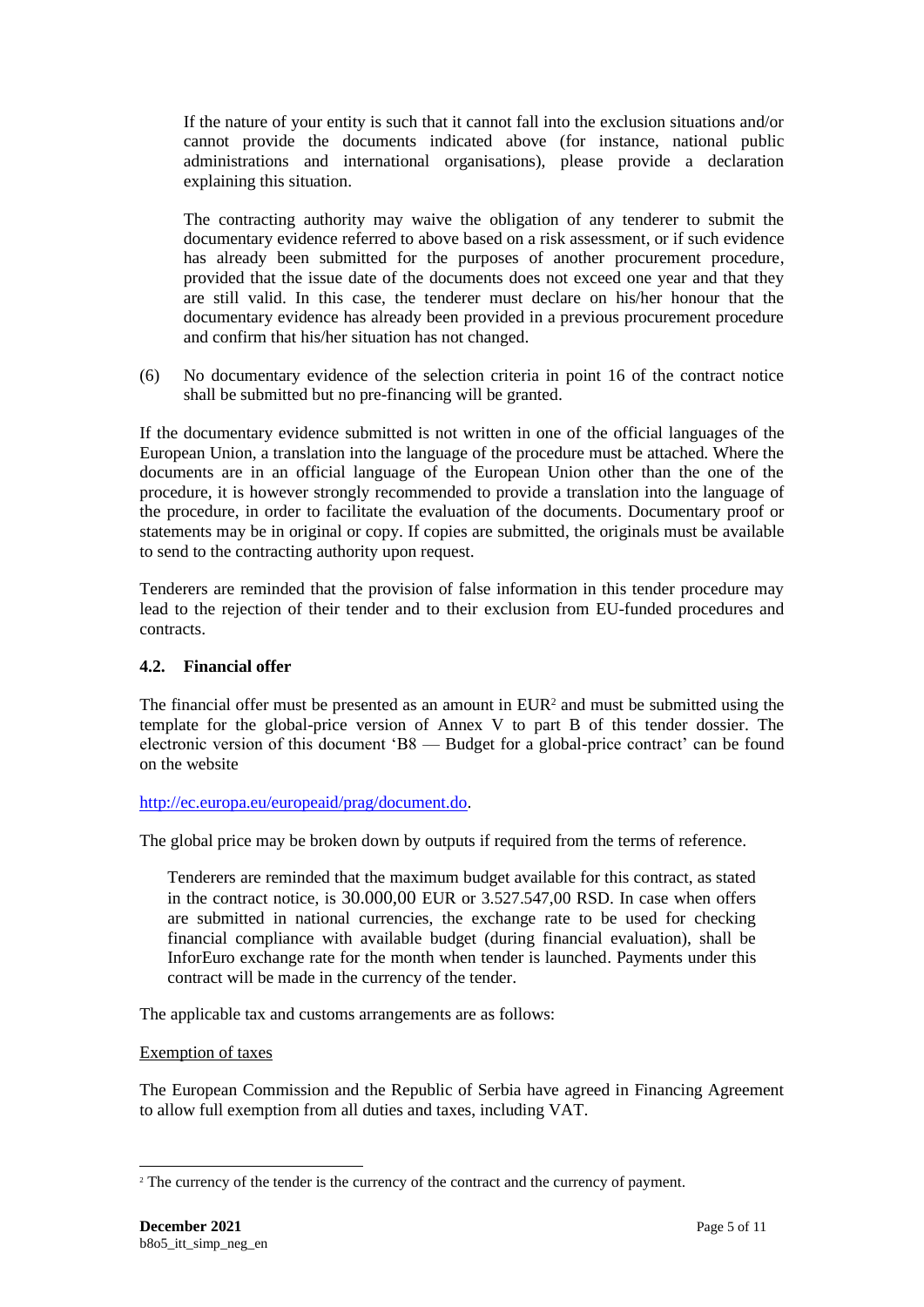If the nature of your entity is such that it cannot fall into the exclusion situations and/or cannot provide the documents indicated above (for instance, national public administrations and international organisations), please provide a declaration explaining this situation.

The contracting authority may waive the obligation of any tenderer to submit the documentary evidence referred to above based on a risk assessment, or if such evidence has already been submitted for the purposes of another procurement procedure, provided that the issue date of the documents does not exceed one year and that they are still valid. In this case, the tenderer must declare on his/her honour that the documentary evidence has already been provided in a previous procurement procedure and confirm that his/her situation has not changed.

(6) No documentary evidence of the selection criteria in point 16 of the contract notice shall be submitted but no pre-financing will be granted.

If the documentary evidence submitted is not written in one of the official languages of the European Union, a translation into the language of the procedure must be attached. Where the documents are in an official language of the European Union other than the one of the procedure, it is however strongly recommended to provide a translation into the language of the procedure, in order to facilitate the evaluation of the documents. Documentary proof or statements may be in original or copy. If copies are submitted, the originals must be available to send to the contracting authority upon request.

Tenderers are reminded that the provision of false information in this tender procedure may lead to the rejection of their tender and to their exclusion from EU-funded procedures and contracts.

### 4.2. Financial offer

The financial offer must be presented as an amount in EUR[2] and must be submitted using the template for the global-price version of Annex V to part B of this tender dossier. The electronic version of this document 'B8 — Budget for a global-price contract' can be found on the website

http://ec.europa.eu/europeaid/prag/document.do.

The global price may be broken down by outputs if required from the terms of reference.

Tenderers are reminded that the maximum budget available for this contract, as stated in the contract notice, is 30.000,00 EUR or 3.527.547,00 RSD. In case when offers are submitted in national currencies, the exchange rate to be used for checking financial compliance with available budget (during financial evaluation), shall be InforEuro exchange rate for the month when tender is launched. Payments under this contract will be made in the currency of the tender.

The applicable tax and customs arrangements are as follows:

Exemption of taxes

The European Commission and the Republic of Serbia have agreed in Financing Agreement to allow full exemption from all duties and taxes, including VAT.

[2] The currency of the tender is the currency of the contract and the currency of payment.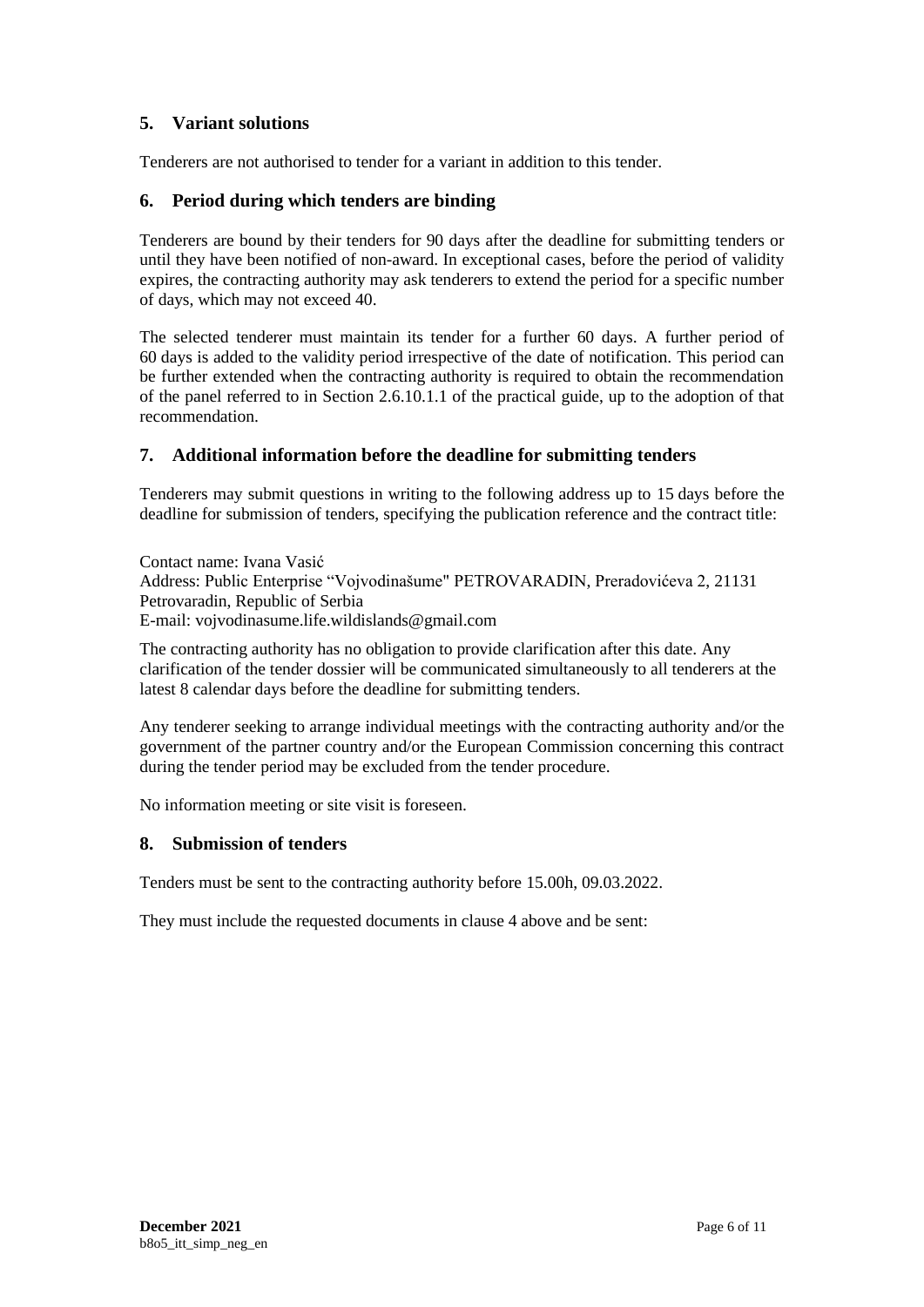## 5. Variant solutions

Tenderers are not authorised to tender for a variant in addition to this tender.

## 6. Period during which tenders are binding

Tenderers are bound by their tenders for 90 days after the deadline for submitting tenders or until they have been notified of non-award. In exceptional cases, before the period of validity expires, the contracting authority may ask tenderers to extend the period for a specific number of days, which may not exceed 40.

The selected tenderer must maintain its tender for a further 60 days. A further period of 60 days is added to the validity period irrespective of the date of notification. This period can be further extended when the contracting authority is required to obtain the recommendation of the panel referred to in Section 2.6.10.1.1 of the practical guide, up to the adoption of that recommendation.

## 7. Additional information before the deadline for submitting tenders

Tenderers may submit questions in writing to the following address up to 15 days before the deadline for submission of tenders, specifying the publication reference and the contract title:

Contact name: Ivana Vasić
Address: Public Enterprise "Vojvodinašume" PETROVARADIN, Preradovićeva 2, 21131 Petrovaradin, Republic of Serbia
E-mail: vojvodinasume.life.wildislands@gmail.com

The contracting authority has no obligation to provide clarification after this date. Any clarification of the tender dossier will be communicated simultaneously to all tenderers at the latest 8 calendar days before the deadline for submitting tenders.

Any tenderer seeking to arrange individual meetings with the contracting authority and/or the government of the partner country and/or the European Commission concerning this contract during the tender period may be excluded from the tender procedure.

No information meeting or site visit is foreseen.

## 8. Submission of tenders

Tenders must be sent to the contracting authority before 15.00h, 09.03.2022.

They must include the requested documents in clause 4 above and be sent: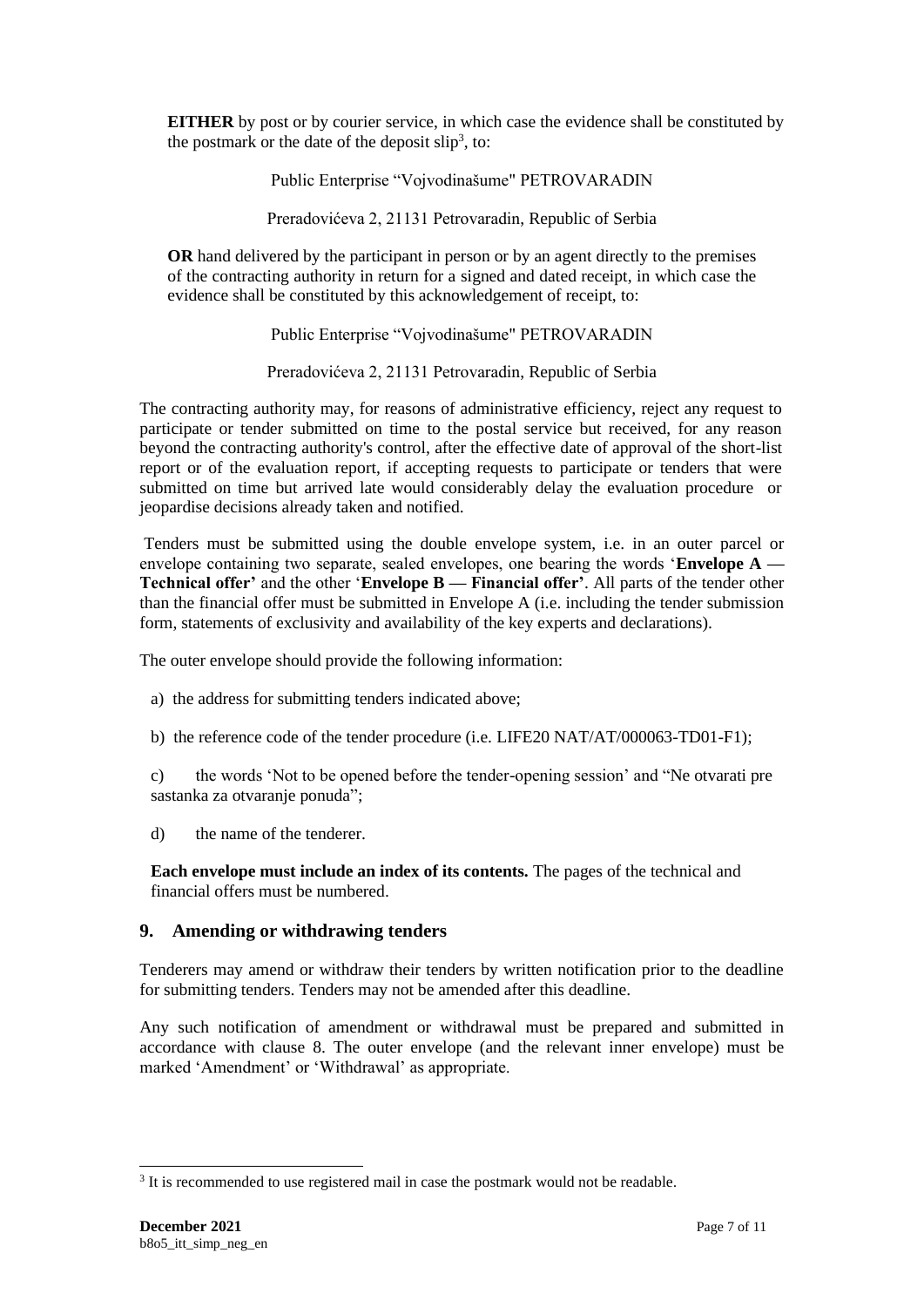**EITHER** by post or by courier service, in which case the evidence shall be constituted by the postmark or the date of the deposit slip[3], to:

Public Enterprise "Vojvodinašume" PETROVARADIN

Preradovićeva 2, 21131 Petrovaradin, Republic of Serbia

**OR** hand delivered by the participant in person or by an agent directly to the premises of the contracting authority in return for a signed and dated receipt, in which case the evidence shall be constituted by this acknowledgement of receipt, to:

Public Enterprise "Vojvodinašume" PETROVARADIN

Preradovićeva 2, 21131 Petrovaradin, Republic of Serbia

The contracting authority may, for reasons of administrative efficiency, reject any request to participate or tender submitted on time to the postal service but received, for any reason beyond the contracting authority's control, after the effective date of approval of the short-list report or of the evaluation report, if accepting requests to participate or tenders that were submitted on time but arrived late would considerably delay the evaluation procedure or jeopardise decisions already taken and notified.

Tenders must be submitted using the double envelope system, i.e. in an outer parcel or envelope containing two separate, sealed envelopes, one bearing the words '**Envelope A — Technical offer'** and the other '**Envelope B — Financial offer'**. All parts of the tender other than the financial offer must be submitted in Envelope A (i.e. including the tender submission form, statements of exclusivity and availability of the key experts and declarations).

The outer envelope should provide the following information:

a) the address for submitting tenders indicated above;

b) the reference code of the tender procedure (i.e. LIFE20 NAT/AT/000063-TD01-F1);

c) the words 'Not to be opened before the tender-opening session' and "Ne otvarati pre sastanka za otvaranje ponuda";

d) the name of the tenderer.

**Each envelope must include an index of its contents.** The pages of the technical and financial offers must be numbered.

## 9. Amending or withdrawing tenders

Tenderers may amend or withdraw their tenders by written notification prior to the deadline for submitting tenders. Tenders may not be amended after this deadline.

Any such notification of amendment or withdrawal must be prepared and submitted in accordance with clause 8. The outer envelope (and the relevant inner envelope) must be marked 'Amendment' or 'Withdrawal' as appropriate.

[3] It is recommended to use registered mail in case the postmark would not be readable.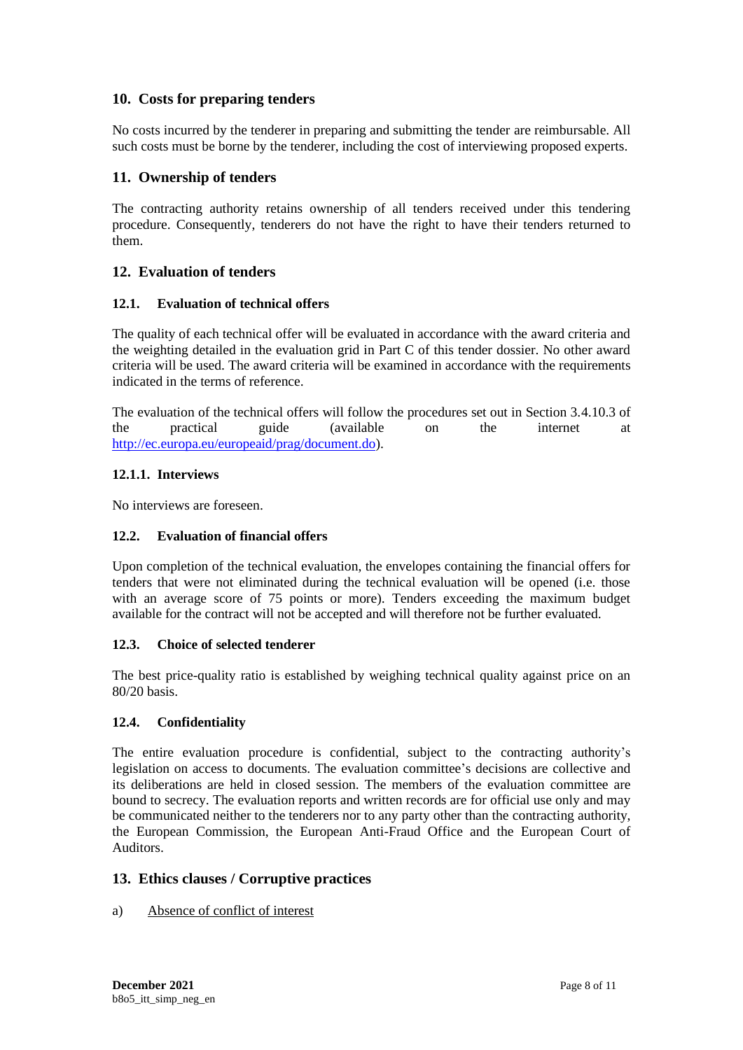## 10. Costs for preparing tenders

No costs incurred by the tenderer in preparing and submitting the tender are reimbursable. All such costs must be borne by the tenderer, including the cost of interviewing proposed experts.

## 11. Ownership of tenders

The contracting authority retains ownership of all tenders received under this tendering procedure. Consequently, tenderers do not have the right to have their tenders returned to them.

## 12. Evaluation of tenders

### 12.1. Evaluation of technical offers

The quality of each technical offer will be evaluated in accordance with the award criteria and the weighting detailed in the evaluation grid in Part C of this tender dossier. No other award criteria will be used. The award criteria will be examined in accordance with the requirements indicated in the terms of reference.

The evaluation of the technical offers will follow the procedures set out in Section 3.4.10.3 of the practical guide (available on the internet at http://ec.europa.eu/europeaid/prag/document.do).

#### 12.1.1. Interviews

No interviews are foreseen.

### 12.2. Evaluation of financial offers

Upon completion of the technical evaluation, the envelopes containing the financial offers for tenders that were not eliminated during the technical evaluation will be opened (i.e. those with an average score of 75 points or more). Tenders exceeding the maximum budget available for the contract will not be accepted and will therefore not be further evaluated.

### 12.3. Choice of selected tenderer

The best price-quality ratio is established by weighing technical quality against price on an 80/20 basis.

### 12.4. Confidentiality

The entire evaluation procedure is confidential, subject to the contracting authority's legislation on access to documents. The evaluation committee's decisions are collective and its deliberations are held in closed session. The members of the evaluation committee are bound to secrecy. The evaluation reports and written records are for official use only and may be communicated neither to the tenderers nor to any party other than the contracting authority, the European Commission, the European Anti-Fraud Office and the European Court of Auditors.

## 13. Ethics clauses / Corruptive practices

a) Absence of conflict of interest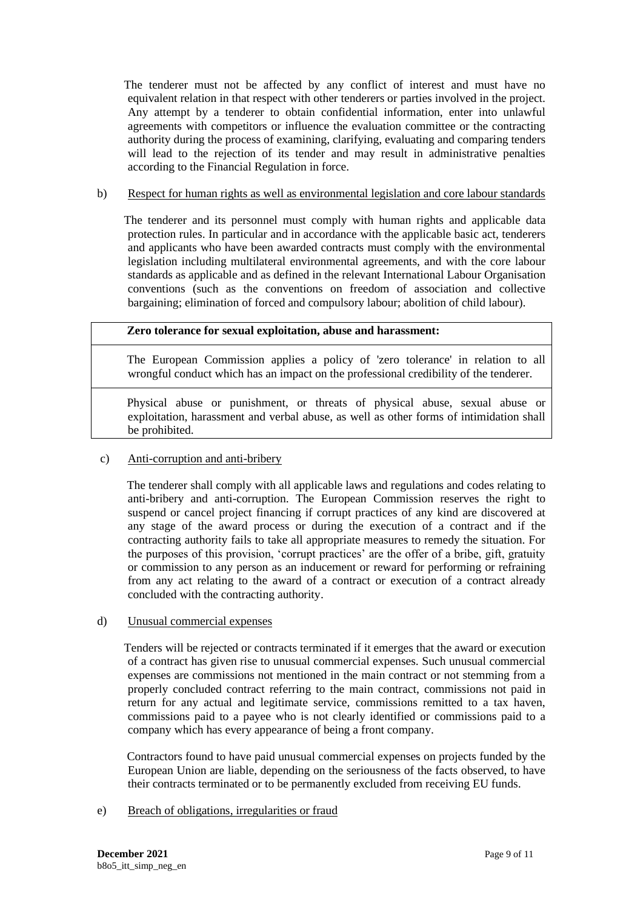The tenderer must not be affected by any conflict of interest and must have no equivalent relation in that respect with other tenderers or parties involved in the project. Any attempt by a tenderer to obtain confidential information, enter into unlawful agreements with competitors or influence the evaluation committee or the contracting authority during the process of examining, clarifying, evaluating and comparing tenders will lead to the rejection of its tender and may result in administrative penalties according to the Financial Regulation in force.

b) Respect for human rights as well as environmental legislation and core labour standards

The tenderer and its personnel must comply with human rights and applicable data protection rules. In particular and in accordance with the applicable basic act, tenderers and applicants who have been awarded contracts must comply with the environmental legislation including multilateral environmental agreements, and with the core labour standards as applicable and as defined in the relevant International Labour Organisation conventions (such as the conventions on freedom of association and collective bargaining; elimination of forced and compulsory labour; abolition of child labour).

| **Zero tolerance for sexual exploitation, abuse and harassment:** |
| --- |
| The European Commission applies a policy of 'zero tolerance' in relation to all wrongful conduct which has an impact on the professional credibility of the tenderer. |
| Physical abuse or punishment, or threats of physical abuse, sexual abuse or exploitation, harassment and verbal abuse, as well as other forms of intimidation shall be prohibited. |

c) Anti-corruption and anti-bribery

The tenderer shall comply with all applicable laws and regulations and codes relating to anti-bribery and anti-corruption. The European Commission reserves the right to suspend or cancel project financing if corrupt practices of any kind are discovered at any stage of the award process or during the execution of a contract and if the contracting authority fails to take all appropriate measures to remedy the situation. For the purposes of this provision, 'corrupt practices' are the offer of a bribe, gift, gratuity or commission to any person as an inducement or reward for performing or refraining from any act relating to the award of a contract or execution of a contract already concluded with the contracting authority.

d) Unusual commercial expenses

Tenders will be rejected or contracts terminated if it emerges that the award or execution of a contract has given rise to unusual commercial expenses. Such unusual commercial expenses are commissions not mentioned in the main contract or not stemming from a properly concluded contract referring to the main contract, commissions not paid in return for any actual and legitimate service, commissions remitted to a tax haven, commissions paid to a payee who is not clearly identified or commissions paid to a company which has every appearance of being a front company.

Contractors found to have paid unusual commercial expenses on projects funded by the European Union are liable, depending on the seriousness of the facts observed, to have their contracts terminated or to be permanently excluded from receiving EU funds.

e) Breach of obligations, irregularities or fraud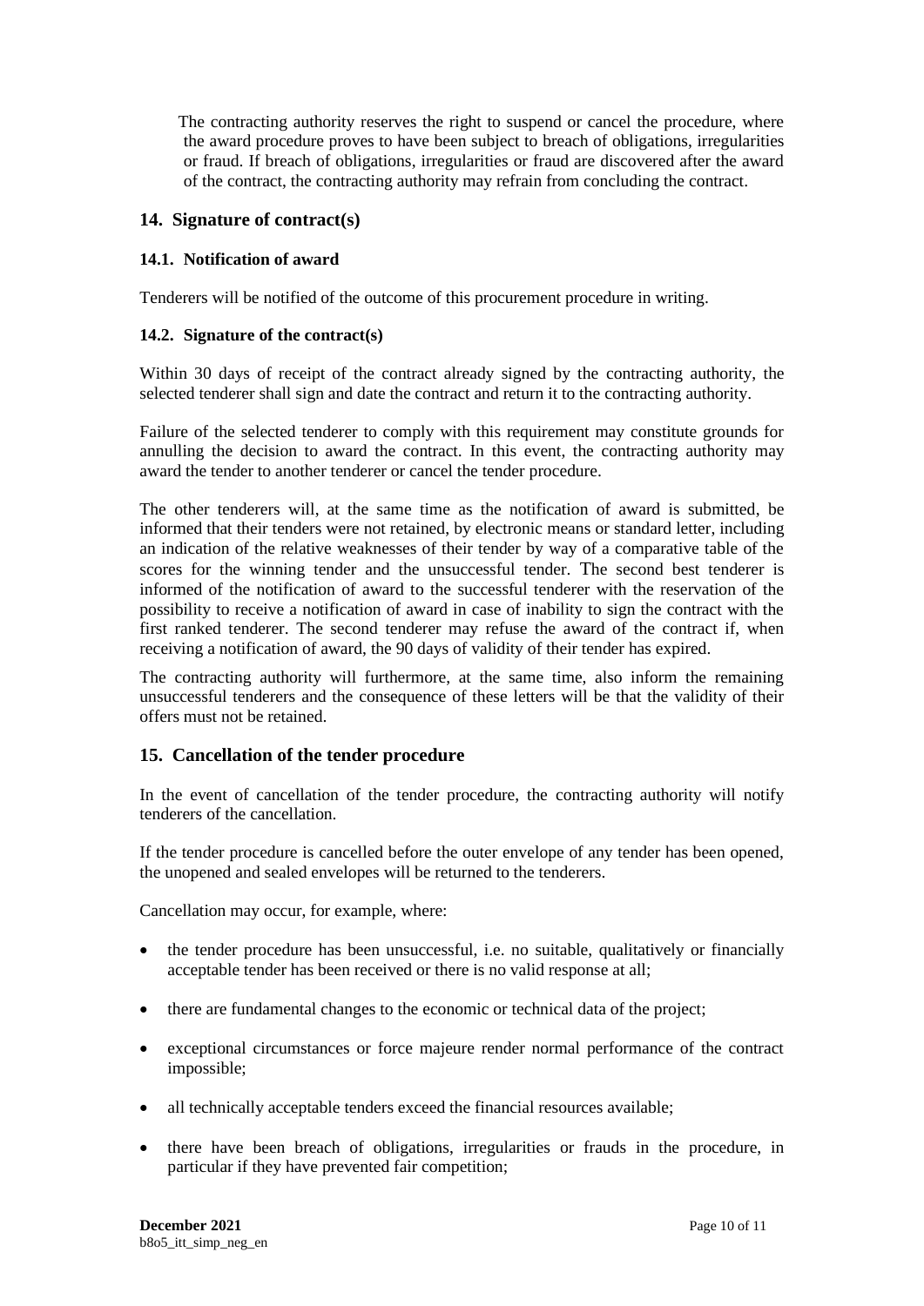The contracting authority reserves the right to suspend or cancel the procedure, where the award procedure proves to have been subject to breach of obligations, irregularities or fraud. If breach of obligations, irregularities or fraud are discovered after the award of the contract, the contracting authority may refrain from concluding the contract.

## 14. Signature of contract(s)

### 14.1. Notification of award

Tenderers will be notified of the outcome of this procurement procedure in writing.

### 14.2. Signature of the contract(s)

Within 30 days of receipt of the contract already signed by the contracting authority, the selected tenderer shall sign and date the contract and return it to the contracting authority.

Failure of the selected tenderer to comply with this requirement may constitute grounds for annulling the decision to award the contract. In this event, the contracting authority may award the tender to another tenderer or cancel the tender procedure.

The other tenderers will, at the same time as the notification of award is submitted, be informed that their tenders were not retained, by electronic means or standard letter, including an indication of the relative weaknesses of their tender by way of a comparative table of the scores for the winning tender and the unsuccessful tender. The second best tenderer is informed of the notification of award to the successful tenderer with the reservation of the possibility to receive a notification of award in case of inability to sign the contract with the first ranked tenderer. The second tenderer may refuse the award of the contract if, when receiving a notification of award, the 90 days of validity of their tender has expired.

The contracting authority will furthermore, at the same time, also inform the remaining unsuccessful tenderers and the consequence of these letters will be that the validity of their offers must not be retained.

## 15. Cancellation of the tender procedure

In the event of cancellation of the tender procedure, the contracting authority will notify tenderers of the cancellation.

If the tender procedure is cancelled before the outer envelope of any tender has been opened, the unopened and sealed envelopes will be returned to the tenderers.

Cancellation may occur, for example, where:

- the tender procedure has been unsuccessful, i.e. no suitable, qualitatively or financially acceptable tender has been received or there is no valid response at all;
- there are fundamental changes to the economic or technical data of the project;
- exceptional circumstances or force majeure render normal performance of the contract impossible;
- all technically acceptable tenders exceed the financial resources available;
- there have been breach of obligations, irregularities or frauds in the procedure, in particular if they have prevented fair competition;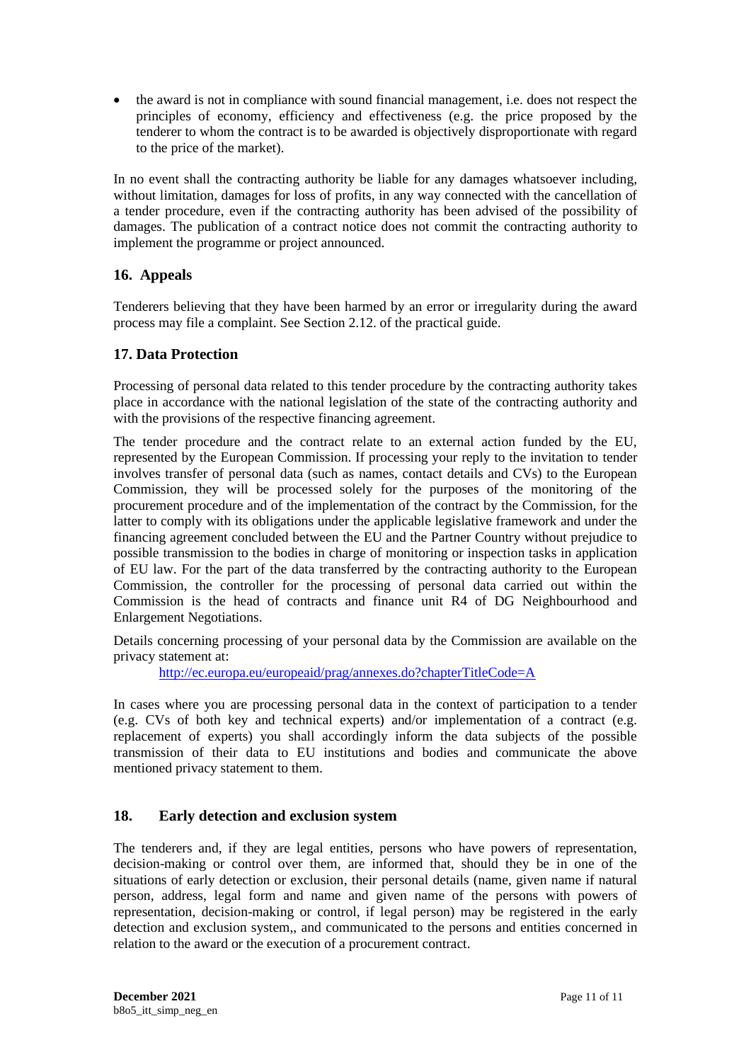- the award is not in compliance with sound financial management, i.e. does not respect the principles of economy, efficiency and effectiveness (e.g. the price proposed by the tenderer to whom the contract is to be awarded is objectively disproportionate with regard to the price of the market).

In no event shall the contracting authority be liable for any damages whatsoever including, without limitation, damages for loss of profits, in any way connected with the cancellation of a tender procedure, even if the contracting authority has been advised of the possibility of damages. The publication of a contract notice does not commit the contracting authority to implement the programme or project announced.

## 16. Appeals

Tenderers believing that they have been harmed by an error or irregularity during the award process may file a complaint. See Section 2.12. of the practical guide.

## 17. Data Protection

Processing of personal data related to this tender procedure by the contracting authority takes place in accordance with the national legislation of the state of the contracting authority and with the provisions of the respective financing agreement.

The tender procedure and the contract relate to an external action funded by the EU, represented by the European Commission. If processing your reply to the invitation to tender involves transfer of personal data (such as names, contact details and CVs) to the European Commission, they will be processed solely for the purposes of the monitoring of the procurement procedure and of the implementation of the contract by the Commission, for the latter to comply with its obligations under the applicable legislative framework and under the financing agreement concluded between the EU and the Partner Country without prejudice to possible transmission to the bodies in charge of monitoring or inspection tasks in application of EU law. For the part of the data transferred by the contracting authority to the European Commission, the controller for the processing of personal data carried out within the Commission is the head of contracts and finance unit R4 of DG Neighbourhood and Enlargement Negotiations.

Details concerning processing of your personal data by the Commission are available on the privacy statement at:

http://ec.europa.eu/europeaid/prag/annexes.do?chapterTitleCode=A

In cases where you are processing personal data in the context of participation to a tender (e.g. CVs of both key and technical experts) and/or implementation of a contract (e.g. replacement of experts) you shall accordingly inform the data subjects of the possible transmission of their data to EU institutions and bodies and communicate the above mentioned privacy statement to them.

## 18. Early detection and exclusion system

The tenderers and, if they are legal entities, persons who have powers of representation, decision-making or control over them, are informed that, should they be in one of the situations of early detection or exclusion, their personal details (name, given name if natural person, address, legal form and name and given name of the persons with powers of representation, decision-making or control, if legal person) may be registered in the early detection and exclusion system,, and communicated to the persons and entities concerned in relation to the award or the execution of a procurement contract.